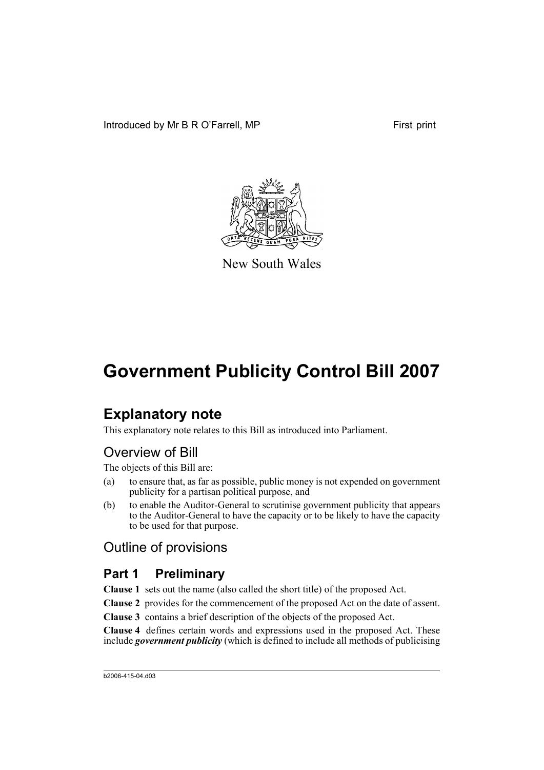Introduced by Mr B R O'Farrell, MP First print

New South Wales

# Government Publicity Control Bill 2007

## Explanatory note

This explanatory note relates to this Bill as introduced into Parliament.

## Overview of Bill

The objects of this Bill are:

(a) to ensure that, as far as possible, public money is not expended on government publicity for a partisan political purpose, and

(b) to enable the Auditor-General to scrutinise government publicity that appears to the Auditor-General to have the capacity or to be likely to have the capacity to be used for that purpose.

## Outline of provisions

### Part 1 Preliminary

**Clause 1** sets out the name (also called the short title) of the proposed Act.

**Clause 2** provides for the commencement of the proposed Act on the date of assent.

**Clause 3** contains a brief description of the objects of the proposed Act.

**Clause 4** defines certain words and expressions used in the proposed Act. These include ***government publicity*** (which is defined to include all methods of publicising

b2006-415-04.d03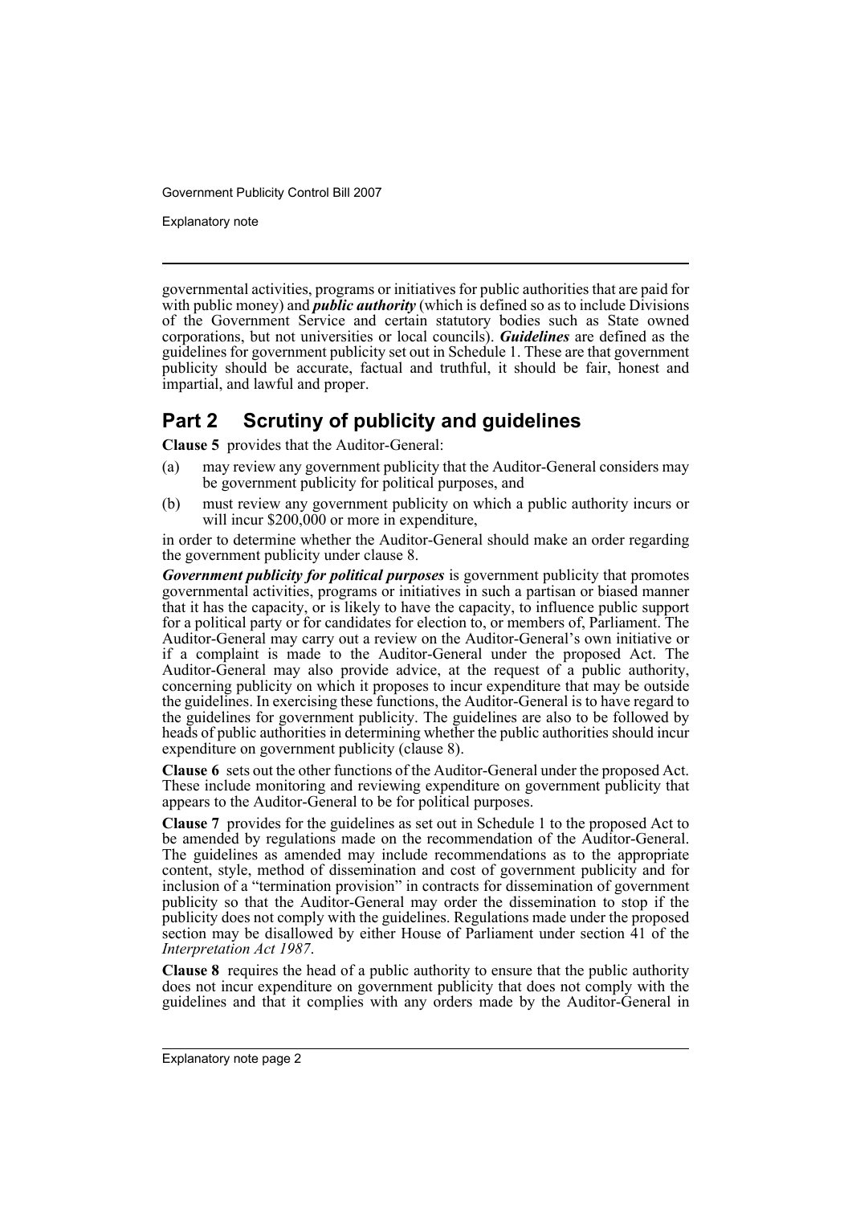governmental activities, programs or initiatives for public authorities that are paid for with public money) and ***public authority*** (which is defined so as to include Divisions of the Government Service and certain statutory bodies such as State owned corporations, but not universities or local councils). ***Guidelines*** are defined as the guidelines for government publicity set out in Schedule 1. These are that government publicity should be accurate, factual and truthful, it should be fair, honest and impartial, and lawful and proper.

## Part 2 Scrutiny of publicity and guidelines

**Clause 5** provides that the Auditor-General:

(a) may review any government publicity that the Auditor-General considers may be government publicity for political purposes, and

(b) must review any government publicity on which a public authority incurs or will incur $200,000 or more in expenditure,

in order to determine whether the Auditor-General should make an order regarding the government publicity under clause 8.

***Government publicity for political purposes*** is government publicity that promotes governmental activities, programs or initiatives in such a partisan or biased manner that it has the capacity, or is likely to have the capacity, to influence public support for a political party or for candidates for election to, or members of, Parliament. The Auditor-General may carry out a review on the Auditor-General's own initiative or if a complaint is made to the Auditor-General under the proposed Act. The Auditor-General may also provide advice, at the request of a public authority, concerning publicity on which it proposes to incur expenditure that may be outside the guidelines. In exercising these functions, the Auditor-General is to have regard to the guidelines for government publicity. The guidelines are also to be followed by heads of public authorities in determining whether the public authorities should incur expenditure on government publicity (clause 8).

**Clause 6** sets out the other functions of the Auditor-General under the proposed Act. These include monitoring and reviewing expenditure on government publicity that appears to the Auditor-General to be for political purposes.

**Clause 7** provides for the guidelines as set out in Schedule 1 to the proposed Act to be amended by regulations made on the recommendation of the Auditor-General. The guidelines as amended may include recommendations as to the appropriate content, style, method of dissemination and cost of government publicity and for inclusion of a "termination provision" in contracts for dissemination of government publicity so that the Auditor-General may order the dissemination to stop if the publicity does not comply with the guidelines. Regulations made under the proposed section may be disallowed by either House of Parliament under section 41 of the *Interpretation Act 1987*.

**Clause 8** requires the head of a public authority to ensure that the public authority does not incur expenditure on government publicity that does not comply with the guidelines and that it complies with any orders made by the Auditor-General in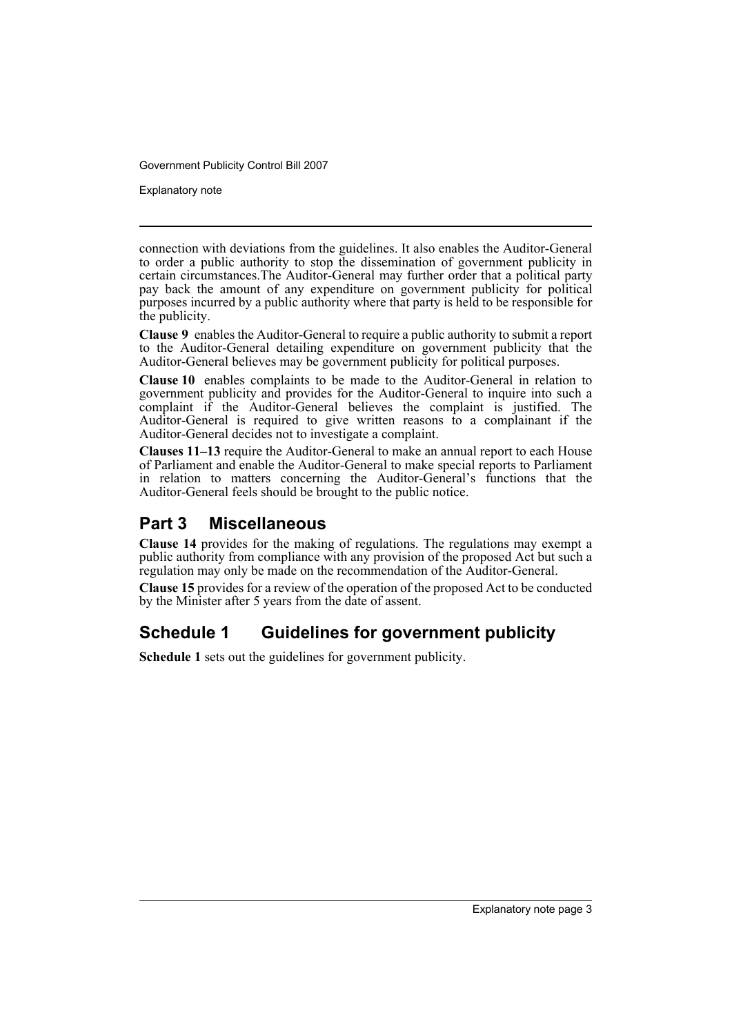connection with deviations from the guidelines. It also enables the Auditor-General to order a public authority to stop the dissemination of government publicity in certain circumstances.The Auditor-General may further order that a political party pay back the amount of any expenditure on government publicity for political purposes incurred by a public authority where that party is held to be responsible for the publicity.

**Clause 9** enables the Auditor-General to require a public authority to submit a report to the Auditor-General detailing expenditure on government publicity that the Auditor-General believes may be government publicity for political purposes.

**Clause 10** enables complaints to be made to the Auditor-General in relation to government publicity and provides for the Auditor-General to inquire into such a complaint if the Auditor-General believes the complaint is justified. The Auditor-General is required to give written reasons to a complainant if the Auditor-General decides not to investigate a complaint.

**Clauses 11–13** require the Auditor-General to make an annual report to each House of Parliament and enable the Auditor-General to make special reports to Parliament in relation to matters concerning the Auditor-General's functions that the Auditor-General feels should be brought to the public notice.

## Part 3 Miscellaneous

**Clause 14** provides for the making of regulations. The regulations may exempt a public authority from compliance with any provision of the proposed Act but such a regulation may only be made on the recommendation of the Auditor-General.

**Clause 15** provides for a review of the operation of the proposed Act to be conducted by the Minister after 5 years from the date of assent.

## Schedule 1 Guidelines for government publicity

**Schedule 1** sets out the guidelines for government publicity.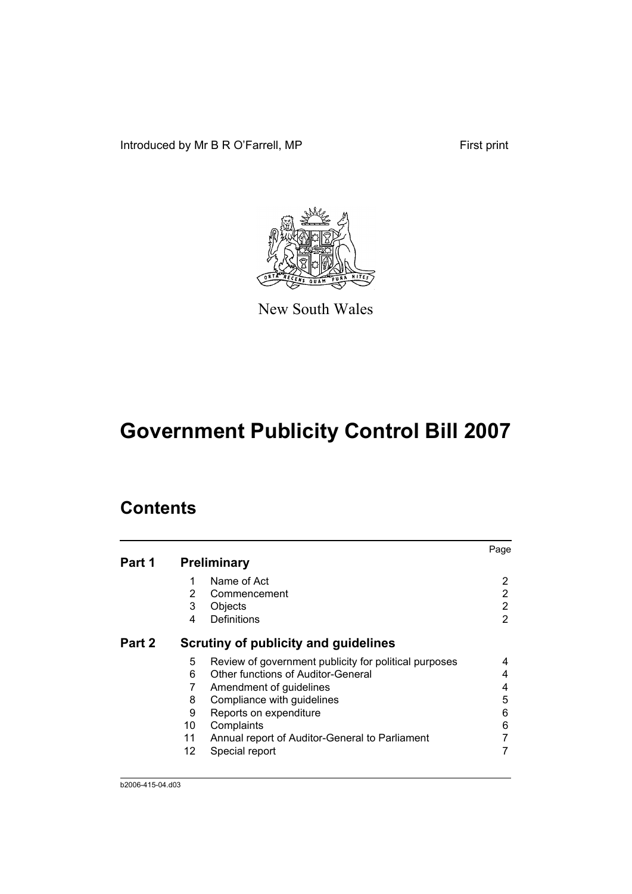Introduced by Mr B R O'Farrell, MP

First print

New South Wales

# Government Publicity Control Bill 2007

## Contents

| | | | Page |
|---|---|---|---|
| **Part 1** | **Preliminary** | | |
| | 1 | Name of Act | 2 |
| | 2 | Commencement | 2 |
| | 3 | Objects | 2 |
| | 4 | Definitions | 2 |
| **Part 2** | **Scrutiny of publicity and guidelines** | | |
| | 5 | Review of government publicity for political purposes | 4 |
| | 6 | Other functions of Auditor-General | 4 |
| | 7 | Amendment of guidelines | 4 |
| | 8 | Compliance with guidelines | 5 |
| | 9 | Reports on expenditure | 6 |
| | 10 | Complaints | 6 |
| | 11 | Annual report of Auditor-General to Parliament | 7 |
| | 12 | Special report | 7 |

b2006-415-04.d03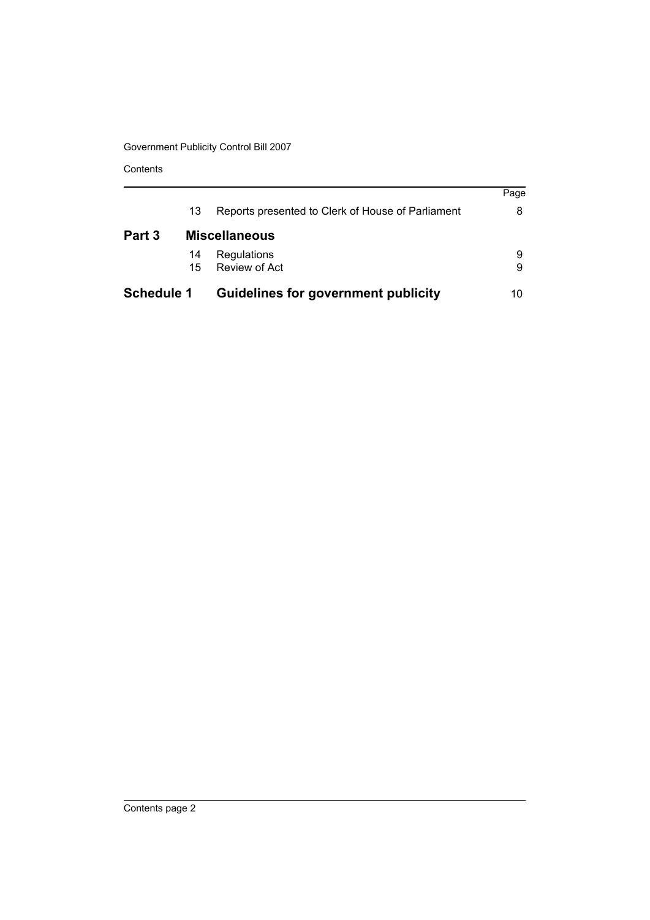| | | | Page |
|---|---|---|---|
| | 13 | Reports presented to Clerk of House of Parliament | 8 |
| **Part 3** | | **Miscellaneous** | |
| | 14 | Regulations | 9 |
| | 15 | Review of Act | 9 |
| **Schedule 1** | | **Guidelines for government publicity** | 10 |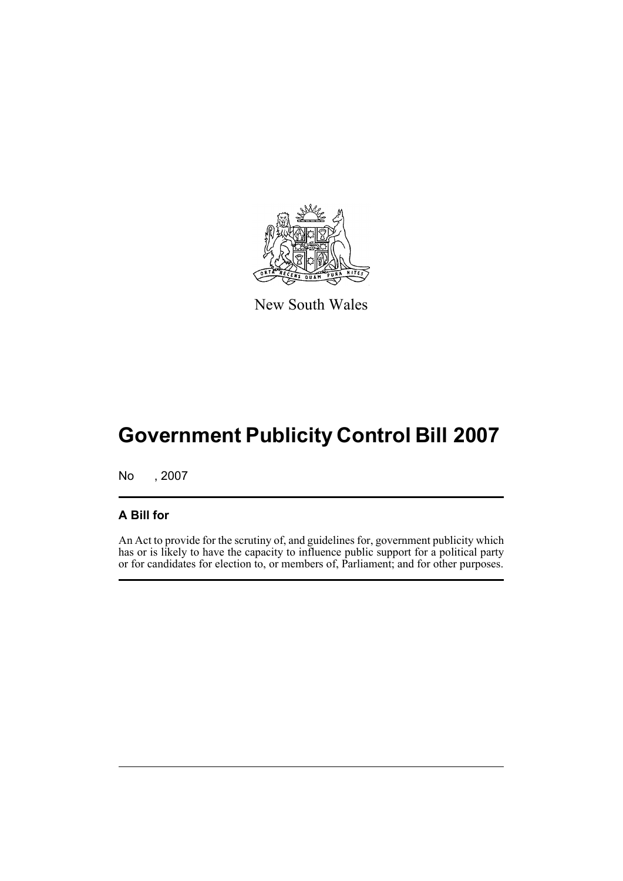New South Wales

# Government Publicity Control Bill 2007

No , 2007

## A Bill for

An Act to provide for the scrutiny of, and guidelines for, government publicity which has or is likely to have the capacity to influence public support for a political party or for candidates for election to, or members of, Parliament; and for other purposes.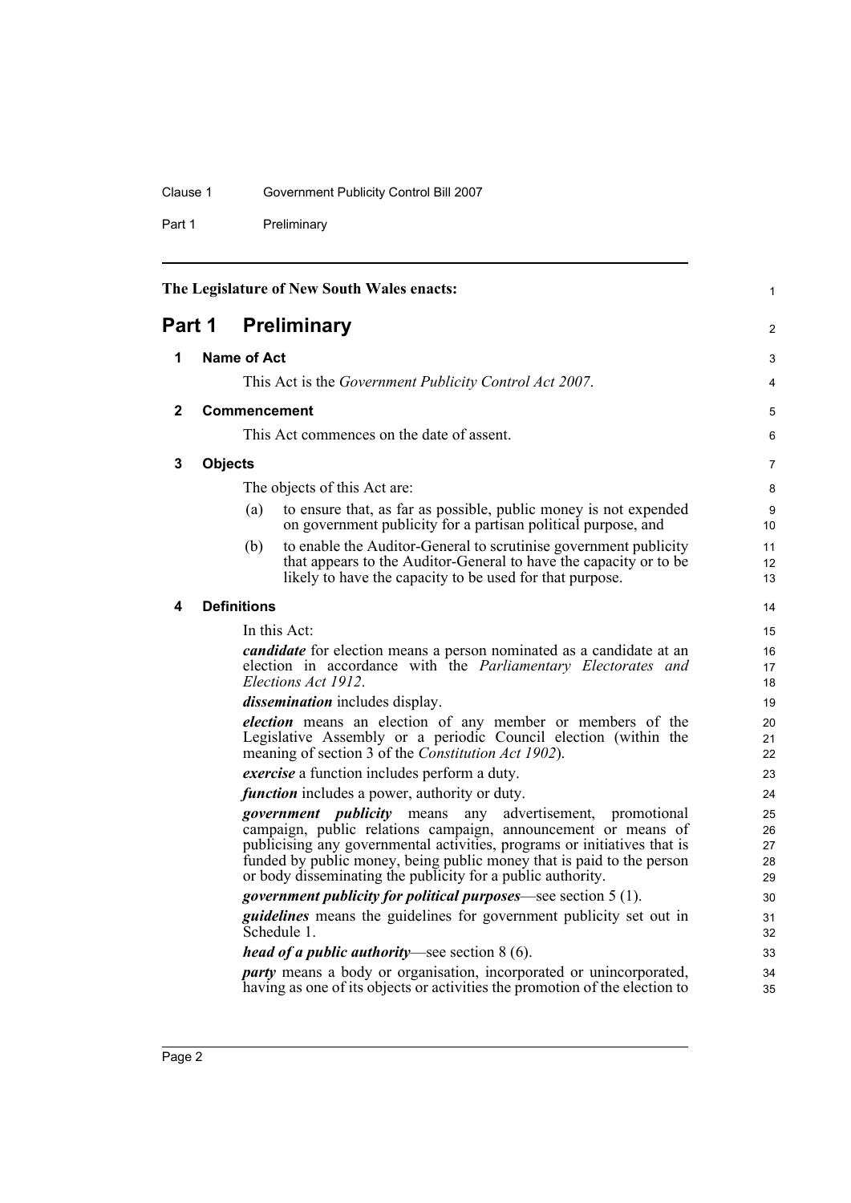The Legislature of New South Wales enacts:

# Part 1 Preliminary

## 1 Name of Act

This Act is the *Government Publicity Control Act 2007*.

## 2 Commencement

This Act commences on the date of assent.

## 3 Objects

The objects of this Act are:

(a) to ensure that, as far as possible, public money is not expended on government publicity for a partisan political purpose, and

(b) to enable the Auditor-General to scrutinise government publicity that appears to the Auditor-General to have the capacity or to be likely to have the capacity to be used for that purpose.

## 4 Definitions

In this Act:

***candidate*** for election means a person nominated as a candidate at an election in accordance with the *Parliamentary Electorates and Elections Act 1912*.

***dissemination*** includes display.

***election*** means an election of any member or members of the Legislative Assembly or a periodic Council election (within the meaning of section 3 of the *Constitution Act 1902*).

***exercise*** a function includes perform a duty.

***function*** includes a power, authority or duty.

***government publicity*** means any advertisement, promotional campaign, public relations campaign, announcement or means of publicising any governmental activities, programs or initiatives that is funded by public money, being public money that is paid to the person or body disseminating the publicity for a public authority.

***government publicity for political purposes***—see section 5 (1).

***guidelines*** means the guidelines for government publicity set out in Schedule 1.

***head of a public authority***—see section 8 (6).

***party*** means a body or organisation, incorporated or unincorporated, having as one of its objects or activities the promotion of the election to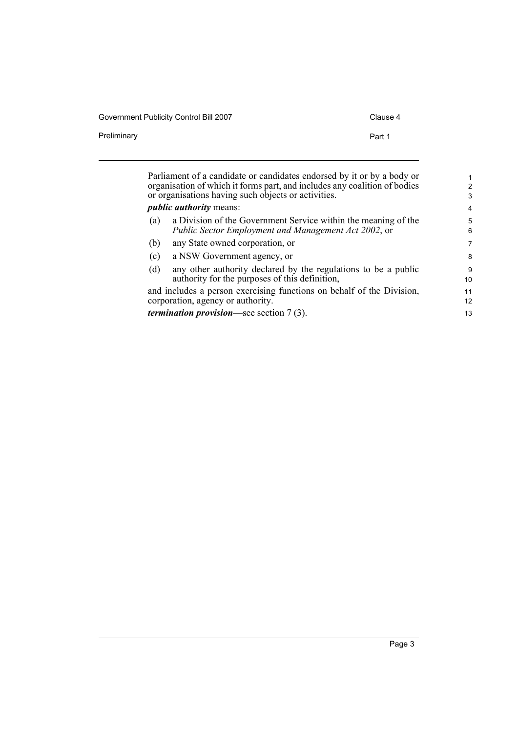Parliament of a candidate or candidates endorsed by it or by a body or organisation of which it forms part, and includes any coalition of bodies or organisations having such objects or activities.

***public authority*** means:

(a) a Division of the Government Service within the meaning of the *Public Sector Employment and Management Act 2002*, or

(b) any State owned corporation, or

(c) a NSW Government agency, or

(d) any other authority declared by the regulations to be a public authority for the purposes of this definition,

and includes a person exercising functions on behalf of the Division, corporation, agency or authority.

***termination provision***—see section 7 (3).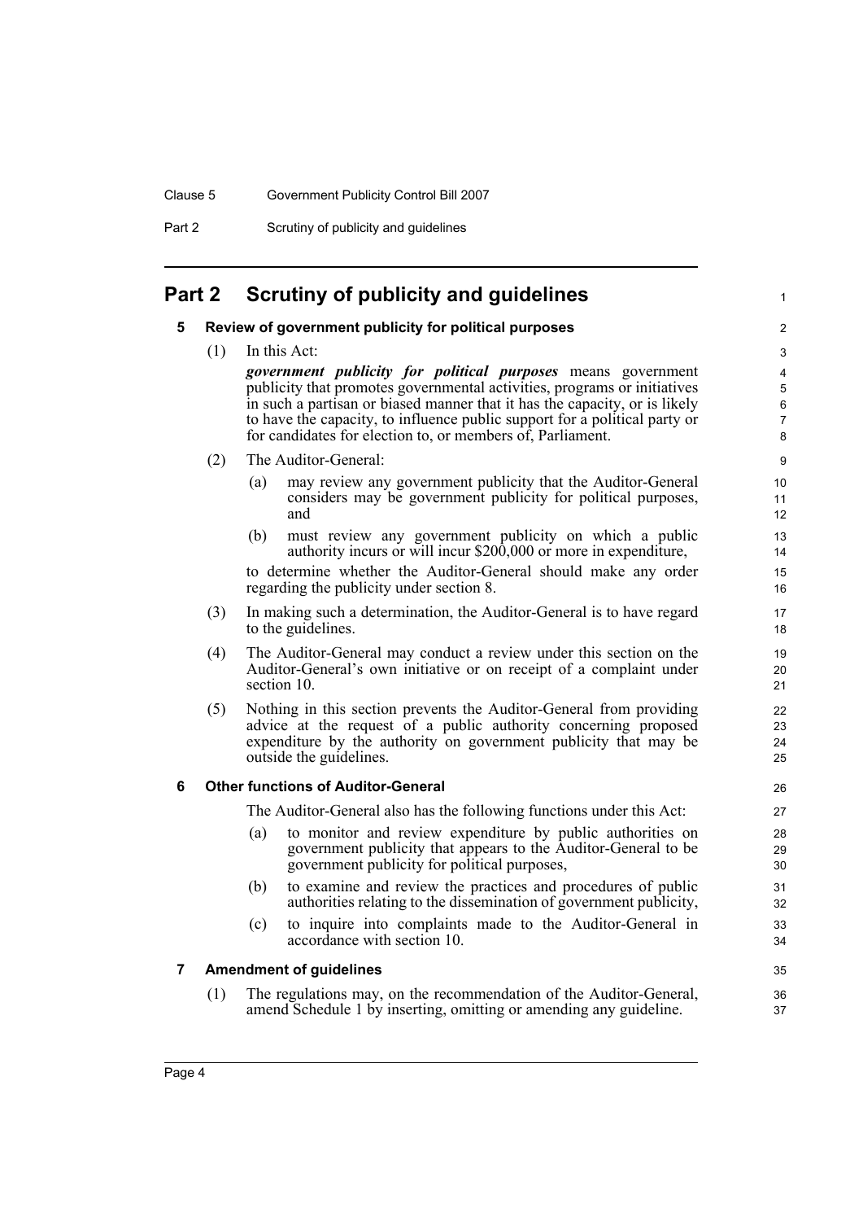## Part 2 Scrutiny of publicity and guidelines

### 5 Review of government publicity for political purposes

(1) In this Act:

***government publicity for political purposes*** means government publicity that promotes governmental activities, programs or initiatives in such a partisan or biased manner that it has the capacity, or is likely to have the capacity, to influence public support for a political party or for candidates for election to, or members of, Parliament.

(2) The Auditor-General:

(a) may review any government publicity that the Auditor-General considers may be government publicity for political purposes, and

(b) must review any government publicity on which a public authority incurs or will incur $200,000 or more in expenditure,

to determine whether the Auditor-General should make any order regarding the publicity under section 8.

(3) In making such a determination, the Auditor-General is to have regard to the guidelines.

(4) The Auditor-General may conduct a review under this section on the Auditor-General's own initiative or on receipt of a complaint under section 10.

(5) Nothing in this section prevents the Auditor-General from providing advice at the request of a public authority concerning proposed expenditure by the authority on government publicity that may be outside the guidelines.

### 6 Other functions of Auditor-General

The Auditor-General also has the following functions under this Act:

(a) to monitor and review expenditure by public authorities on government publicity that appears to the Auditor-General to be government publicity for political purposes,

(b) to examine and review the practices and procedures of public authorities relating to the dissemination of government publicity,

(c) to inquire into complaints made to the Auditor-General in accordance with section 10.

### 7 Amendment of guidelines

(1) The regulations may, on the recommendation of the Auditor-General, amend Schedule 1 by inserting, omitting or amending any guideline.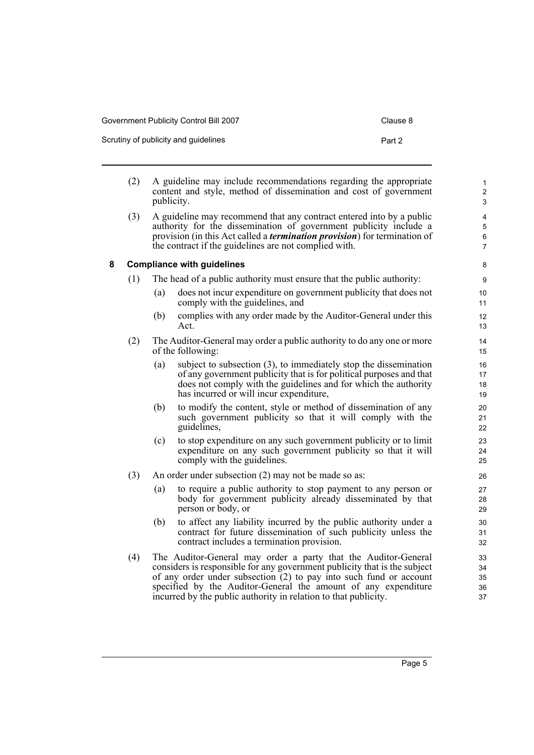(2) A guideline may include recommendations regarding the appropriate content and style, method of dissemination and cost of government publicity.

(3) A guideline may recommend that any contract entered into by a public authority for the dissemination of government publicity include a provision (in this Act called a ***termination provision***) for termination of the contract if the guidelines are not complied with.

### 8 Compliance with guidelines

(1) The head of a public authority must ensure that the public authority:

- (a) does not incur expenditure on government publicity that does not comply with the guidelines, and
- (b) complies with any order made by the Auditor-General under this Act.

(2) The Auditor-General may order a public authority to do any one or more of the following:

- (a) subject to subsection (3), to immediately stop the dissemination of any government publicity that is for political purposes and that does not comply with the guidelines and for which the authority has incurred or will incur expenditure,
- (b) to modify the content, style or method of dissemination of any such government publicity so that it will comply with the guidelines,
- (c) to stop expenditure on any such government publicity or to limit expenditure on any such government publicity so that it will comply with the guidelines.

(3) An order under subsection (2) may not be made so as:

- (a) to require a public authority to stop payment to any person or body for government publicity already disseminated by that person or body, or
- (b) to affect any liability incurred by the public authority under a contract for future dissemination of such publicity unless the contract includes a termination provision.

(4) The Auditor-General may order a party that the Auditor-General considers is responsible for any government publicity that is the subject of any order under subsection (2) to pay into such fund or account specified by the Auditor-General the amount of any expenditure incurred by the public authority in relation to that publicity.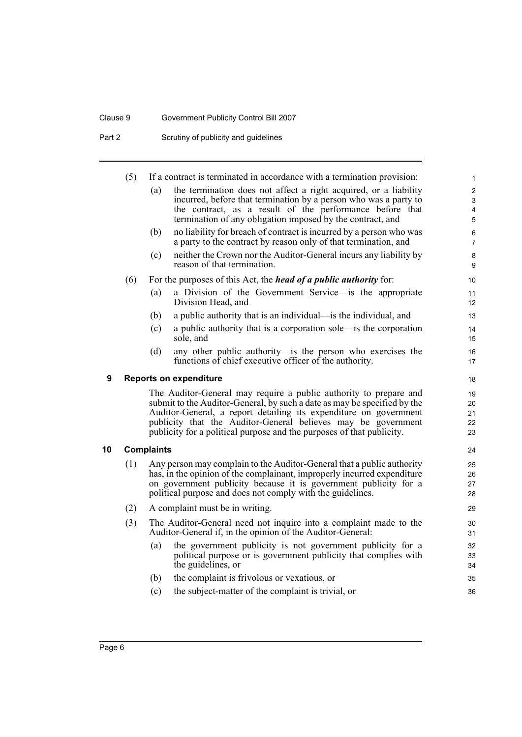(5) If a contract is terminated in accordance with a termination provision:

(a) the termination does not affect a right acquired, or a liability incurred, before that termination by a person who was a party to the contract, as a result of the performance before that termination of any obligation imposed by the contract, and

(b) no liability for breach of contract is incurred by a person who was a party to the contract by reason only of that termination, and

(c) neither the Crown nor the Auditor-General incurs any liability by reason of that termination.

(6) For the purposes of this Act, the ***head of a public authority*** for:

(a) a Division of the Government Service—is the appropriate Division Head, and

(b) a public authority that is an individual—is the individual, and

(c) a public authority that is a corporation sole—is the corporation sole, and

(d) any other public authority—is the person who exercises the functions of chief executive officer of the authority.

### 9 Reports on expenditure

The Auditor-General may require a public authority to prepare and submit to the Auditor-General, by such a date as may be specified by the Auditor-General, a report detailing its expenditure on government publicity that the Auditor-General believes may be government publicity for a political purpose and the purposes of that publicity.

### 10 Complaints

(1) Any person may complain to the Auditor-General that a public authority has, in the opinion of the complainant, improperly incurred expenditure on government publicity because it is government publicity for a political purpose and does not comply with the guidelines.

(2) A complaint must be in writing.

(3) The Auditor-General need not inquire into a complaint made to the Auditor-General if, in the opinion of the Auditor-General:

(a) the government publicity is not government publicity for a political purpose or is government publicity that complies with the guidelines, or

(b) the complaint is frivolous or vexatious, or

(c) the subject-matter of the complaint is trivial, or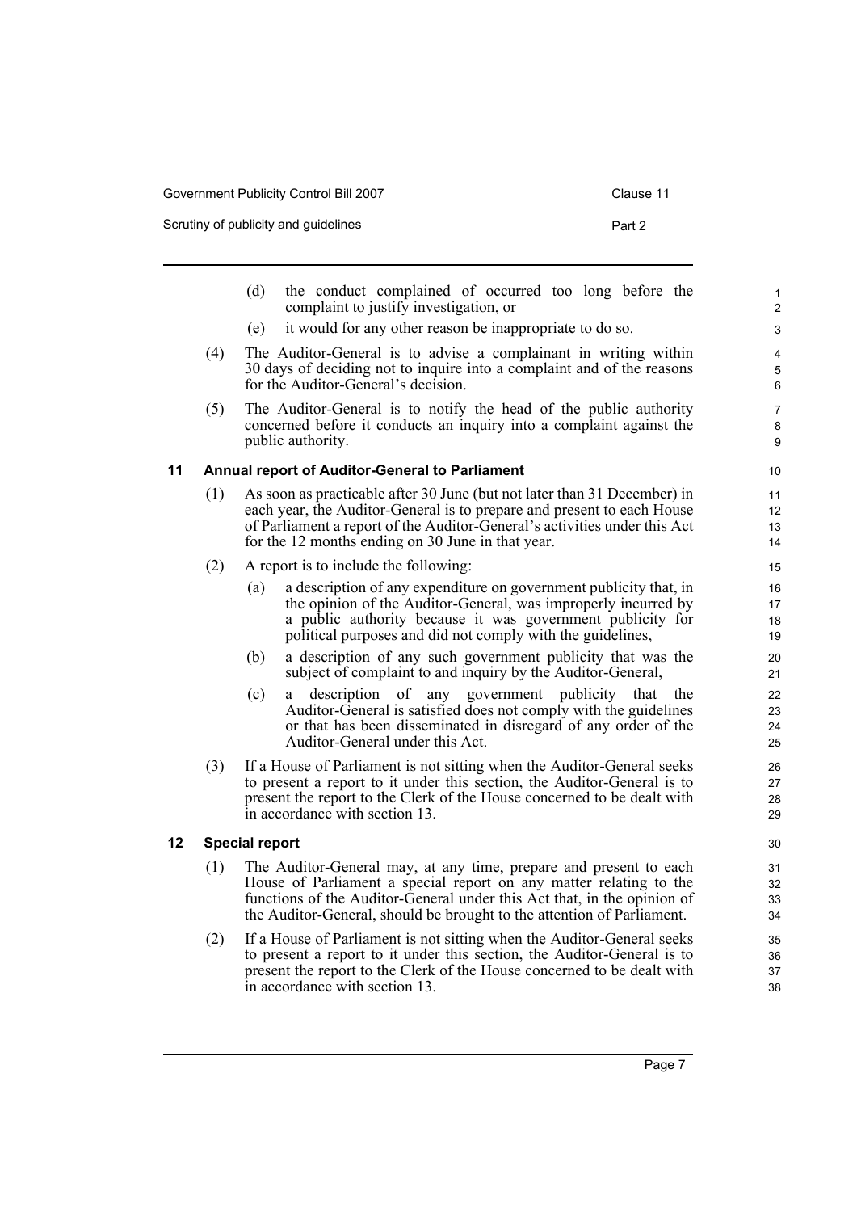(d) the conduct complained of occurred too long before the complaint to justify investigation, or

(e) it would for any other reason be inappropriate to do so.

(4) The Auditor-General is to advise a complainant in writing within 30 days of deciding not to inquire into a complaint and of the reasons for the Auditor-General's decision.

(5) The Auditor-General is to notify the head of the public authority concerned before it conducts an inquiry into a complaint against the public authority.

### 11 Annual report of Auditor-General to Parliament

(1) As soon as practicable after 30 June (but not later than 31 December) in each year, the Auditor-General is to prepare and present to each House of Parliament a report of the Auditor-General's activities under this Act for the 12 months ending on 30 June in that year.

(2) A report is to include the following:

(a) a description of any expenditure on government publicity that, in the opinion of the Auditor-General, was improperly incurred by a public authority because it was government publicity for political purposes and did not comply with the guidelines,

(b) a description of any such government publicity that was the subject of complaint to and inquiry by the Auditor-General,

(c) a description of any government publicity that the Auditor-General is satisfied does not comply with the guidelines or that has been disseminated in disregard of any order of the Auditor-General under this Act.

(3) If a House of Parliament is not sitting when the Auditor-General seeks to present a report to it under this section, the Auditor-General is to present the report to the Clerk of the House concerned to be dealt with in accordance with section 13.

### 12 Special report

(1) The Auditor-General may, at any time, prepare and present to each House of Parliament a special report on any matter relating to the functions of the Auditor-General under this Act that, in the opinion of the Auditor-General, should be brought to the attention of Parliament.

(2) If a House of Parliament is not sitting when the Auditor-General seeks to present a report to it under this section, the Auditor-General is to present the report to the Clerk of the House concerned to be dealt with in accordance with section 13.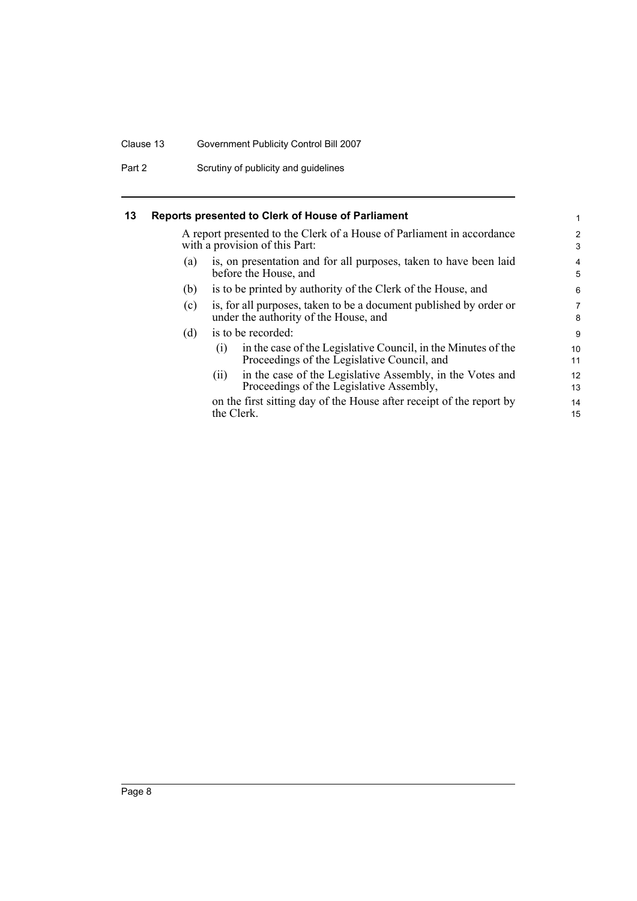## 13 Reports presented to Clerk of House of Parliament

A report presented to the Clerk of a House of Parliament in accordance with a provision of this Part:

(a) is, on presentation and for all purposes, taken to have been laid before the House, and

(b) is to be printed by authority of the Clerk of the House, and

(c) is, for all purposes, taken to be a document published by order or under the authority of the House, and

(d) is to be recorded:

  (i) in the case of the Legislative Council, in the Minutes of the Proceedings of the Legislative Council, and

  (ii) in the case of the Legislative Assembly, in the Votes and Proceedings of the Legislative Assembly,

  on the first sitting day of the House after receipt of the report by the Clerk.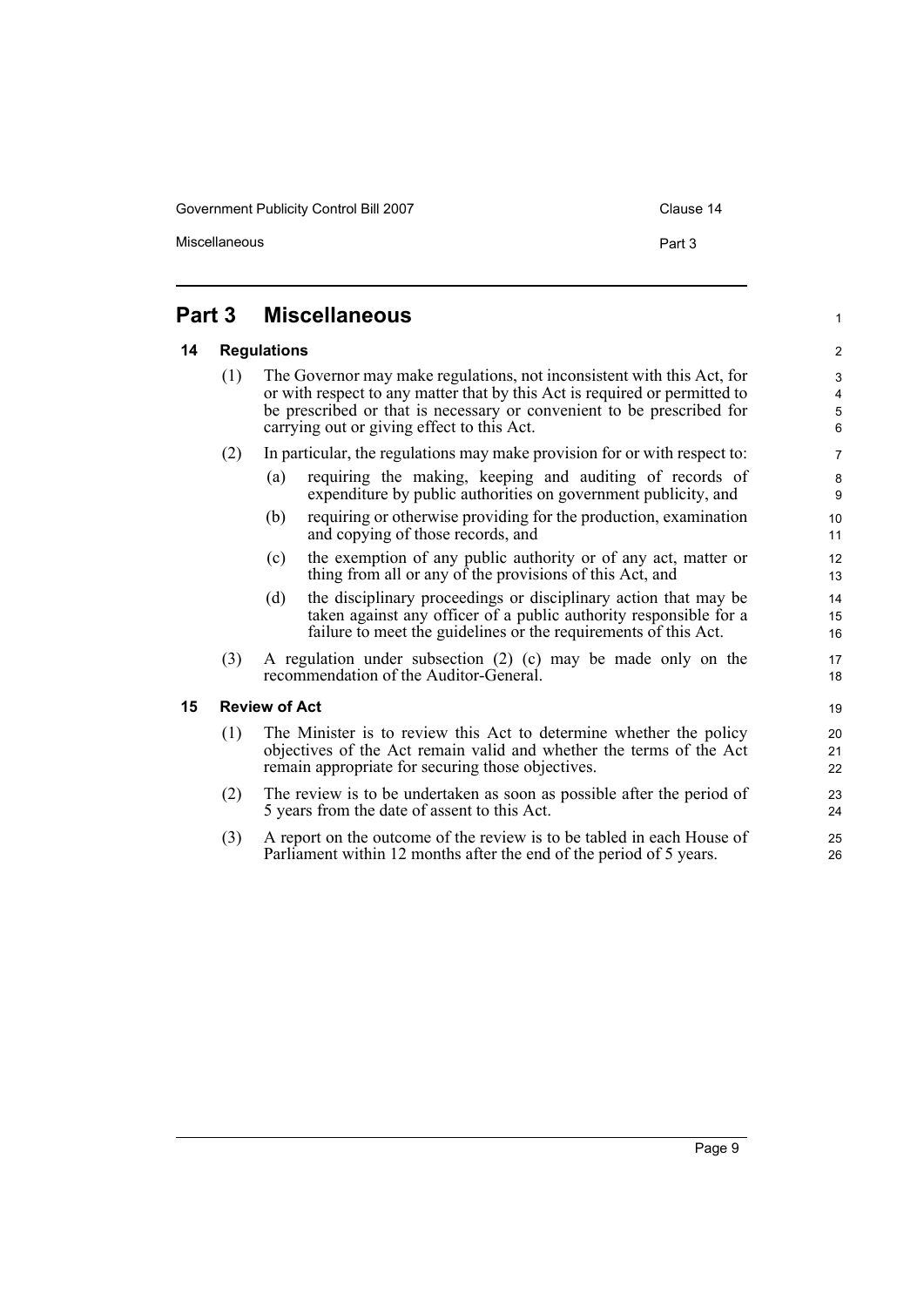# Part 3 Miscellaneous

## 14 Regulations

(1) The Governor may make regulations, not inconsistent with this Act, for or with respect to any matter that by this Act is required or permitted to be prescribed or that is necessary or convenient to be prescribed for carrying out or giving effect to this Act.

(2) In particular, the regulations may make provision for or with respect to:

- (a) requiring the making, keeping and auditing of records of expenditure by public authorities on government publicity, and
- (b) requiring or otherwise providing for the production, examination and copying of those records, and
- (c) the exemption of any public authority or of any act, matter or thing from all or any of the provisions of this Act, and
- (d) the disciplinary proceedings or disciplinary action that may be taken against any officer of a public authority responsible for a failure to meet the guidelines or the requirements of this Act.

(3) A regulation under subsection (2) (c) may be made only on the recommendation of the Auditor-General.

## 15 Review of Act

(1) The Minister is to review this Act to determine whether the policy objectives of the Act remain valid and whether the terms of the Act remain appropriate for securing those objectives.

(2) The review is to be undertaken as soon as possible after the period of 5 years from the date of assent to this Act.

(3) A report on the outcome of the review is to be tabled in each House of Parliament within 12 months after the end of the period of 5 years.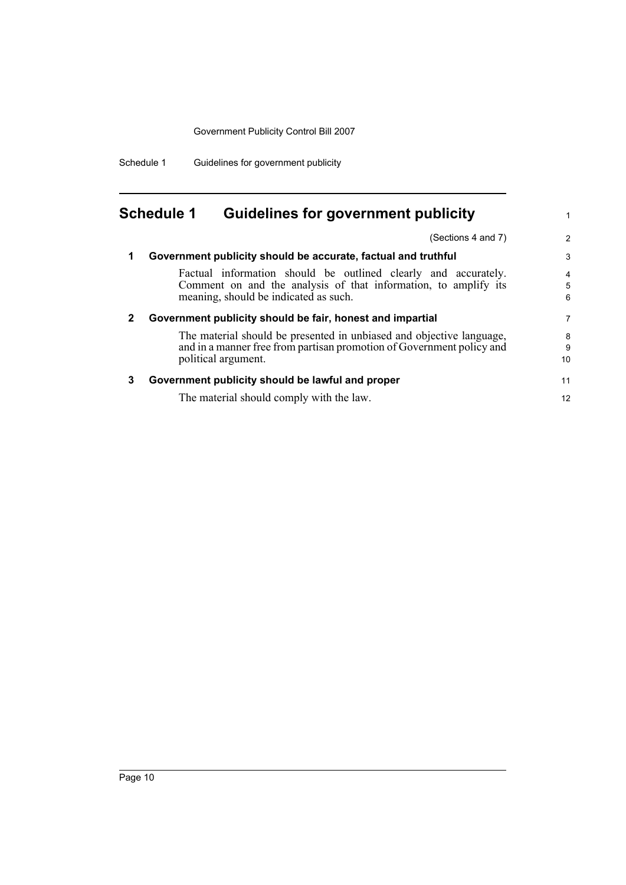## Schedule 1 Guidelines for government publicity

(Sections 4 and 7)

### 1 Government publicity should be accurate, factual and truthful

Factual information should be outlined clearly and accurately. Comment on and the analysis of that information, to amplify its meaning, should be indicated as such.

### 2 Government publicity should be fair, honest and impartial

The material should be presented in unbiased and objective language, and in a manner free from partisan promotion of Government policy and political argument.

### 3 Government publicity should be lawful and proper

The material should comply with the law.